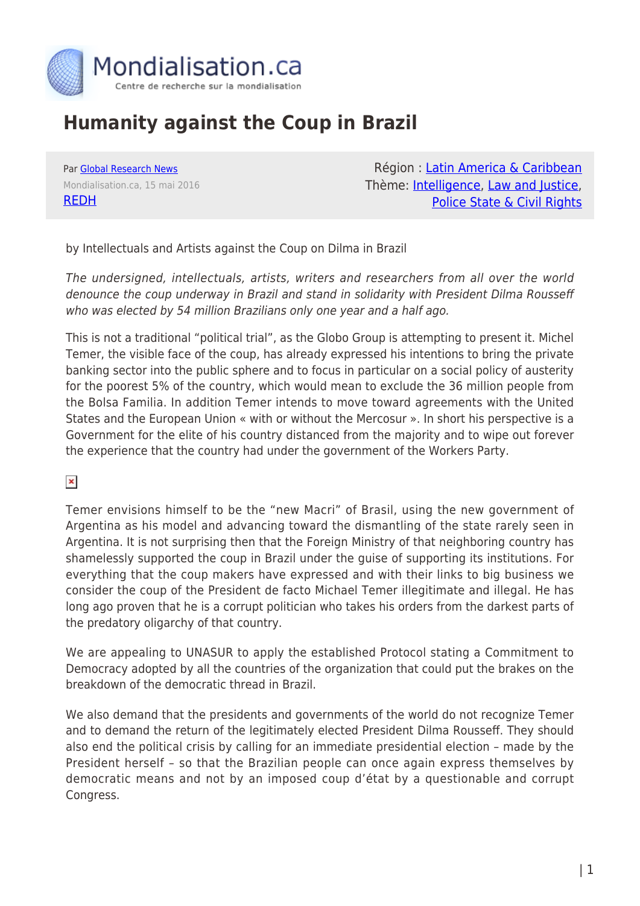# Humanity against the Coup in Brazil

Par Global Research News
Mondialisation.ca, 15 mai 2016
REDH

Région : Latin America & Caribbean
Thème: Intelligence, Law and Justice, Police State & Civil Rights

by Intellectuals and Artists against the Coup on Dilma in Brazil

*The undersigned, intellectuals, artists, writers and researchers from all over the world denounce the coup underway in Brazil and stand in solidarity with President Dilma Rousseff who was elected by 54 million Brazilians only one year and a half ago.*

This is not a traditional "political trial", as the Globo Group is attempting to present it. Michel Temer, the visible face of the coup, has already expressed his intentions to bring the private banking sector into the public sphere and to focus in particular on a social policy of austerity for the poorest 5% of the country, which would mean to exclude the 36 million people from the Bolsa Familia. In addition Temer intends to move toward agreements with the United States and the European Union « with or without the Mercosur ». In short his perspective is a Government for the elite of his country distanced from the majority and to wipe out forever the experience that the country had under the government of the Workers Party.

Temer envisions himself to be the "new Macri" of Brasil, using the new government of Argentina as his model and advancing toward the dismantling of the state rarely seen in Argentina. It is not surprising then that the Foreign Ministry of that neighboring country has shamelessly supported the coup in Brazil under the guise of supporting its institutions. For everything that the coup makers have expressed and with their links to big business we consider the coup of the President de facto Michael Temer illegitimate and illegal. He has long ago proven that he is a corrupt politician who takes his orders from the darkest parts of the predatory oligarchy of that country.

We are appealing to UNASUR to apply the established Protocol stating a Commitment to Democracy adopted by all the countries of the organization that could put the brakes on the breakdown of the democratic thread in Brazil.

We also demand that the presidents and governments of the world do not recognize Temer and to demand the return of the legitimately elected President Dilma Rousseff. They should also end the political crisis by calling for an immediate presidential election – made by the President herself – so that the Brazilian people can once again express themselves by democratic means and not by an imposed coup d'état by a questionable and corrupt Congress.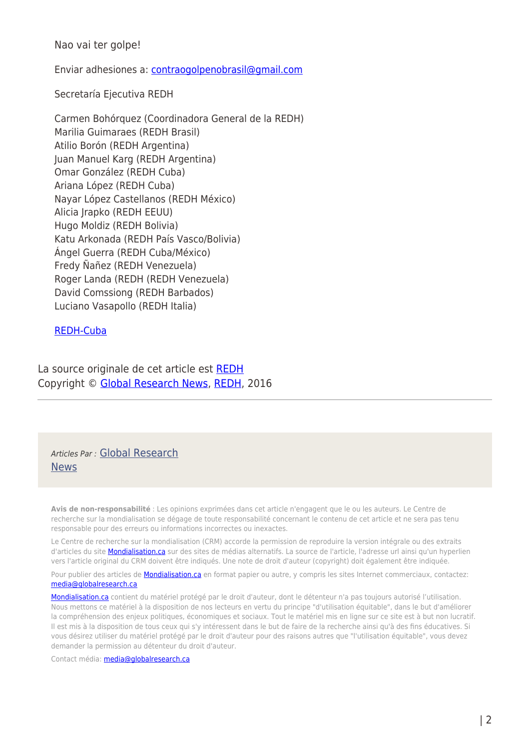Nao vai ter golpe!

Enviar adhesiones a: contraogolpenobrasil@gmail.com

Secretaría Ejecutiva REDH

Carmen Bohórquez (Coordinadora General de la REDH)
Marilia Guimaraes (REDH Brasil)
Atilio Borón (REDH Argentina)
Juan Manuel Karg (REDH Argentina)
Omar González (REDH Cuba)
Ariana López (REDH Cuba)
Nayar López Castellanos (REDH México)
Alicia Jrapko (REDH EEUU)
Hugo Moldiz (REDH Bolivia)
Katu Arkonada (REDH País Vasco/Bolivia)
Ángel Guerra (REDH Cuba/México)
Fredy Ñañez (REDH Venezuela)
Roger Landa (REDH (REDH Venezuela)
David Comssiong (REDH Barbados)
Luciano Vasapollo (REDH Italia)

REDH-Cuba

La source originale de cet article est REDH
Copyright © Global Research News, REDH, 2016

---

*Articles Par :* Global Research News

**Avis de non-responsabilité** : Les opinions exprimées dans cet article n'engagent que le ou les auteurs. Le Centre de recherche sur la mondialisation se dégage de toute responsabilité concernant le contenu de cet article et ne sera pas tenu responsable pour des erreurs ou informations incorrectes ou inexactes.

Le Centre de recherche sur la mondialisation (CRM) accorde la permission de reproduire la version intégrale ou des extraits d'articles du site Mondialisation.ca sur des sites de médias alternatifs. La source de l'article, l'adresse url ainsi qu'un hyperlien vers l'article original du CRM doivent être indiqués. Une note de droit d'auteur (copyright) doit également être indiquée.

Pour publier des articles de Mondialisation.ca en format papier ou autre, y compris les sites Internet commerciaux, contactez: media@globalresearch.ca

Mondialisation.ca contient du matériel protégé par le droit d'auteur, dont le détenteur n'a pas toujours autorisé l'utilisation. Nous mettons ce matériel à la disposition de nos lecteurs en vertu du principe "d'utilisation équitable", dans le but d'améliorer la compréhension des enjeux politiques, économiques et sociaux. Tout le matériel mis en ligne sur ce site est à but non lucratif. Il est mis à la disposition de tous ceux qui s'y intéressent dans le but de faire de la recherche ainsi qu'à des fins éducatives. Si vous désirez utiliser du matériel protégé par le droit d'auteur pour des raisons autres que "l'utilisation équitable", vous devez demander la permission au détenteur du droit d'auteur.

Contact média: media@globalresearch.ca